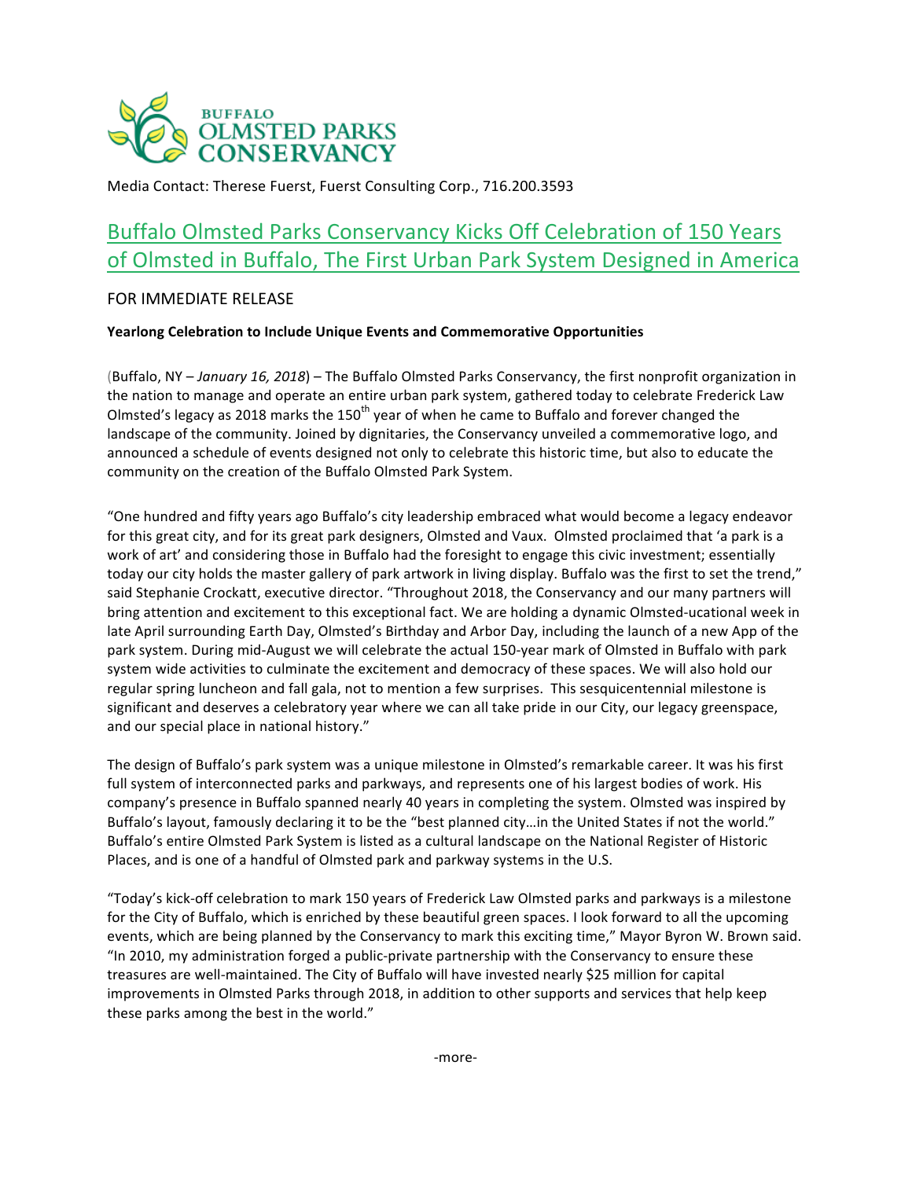BUFFALO OLMSTED PARKS CONSERVANCY

Media Contact: Therese Fuerst, Fuerst Consulting Corp., 716.200.3593

# Buffalo Olmsted Parks Conservancy Kicks Off Celebration of 150 Years of Olmsted in Buffalo, The First Urban Park System Designed in America

FOR IMMEDIATE RELEASE

**Yearlong Celebration to Include Unique Events and Commemorative Opportunities**

(Buffalo, NY – *January 16, 2018*) – The Buffalo Olmsted Parks Conservancy, the first nonprofit organization in the nation to manage and operate an entire urban park system, gathered today to celebrate Frederick Law Olmsted's legacy as 2018 marks the 150th year of when he came to Buffalo and forever changed the landscape of the community. Joined by dignitaries, the Conservancy unveiled a commemorative logo, and announced a schedule of events designed not only to celebrate this historic time, but also to educate the community on the creation of the Buffalo Olmsted Park System.

"One hundred and fifty years ago Buffalo's city leadership embraced what would become a legacy endeavor for this great city, and for its great park designers, Olmsted and Vaux. Olmsted proclaimed that 'a park is a work of art' and considering those in Buffalo had the foresight to engage this civic investment; essentially today our city holds the master gallery of park artwork in living display. Buffalo was the first to set the trend," said Stephanie Crockatt, executive director. "Throughout 2018, the Conservancy and our many partners will bring attention and excitement to this exceptional fact. We are holding a dynamic Olmsted-ucational week in late April surrounding Earth Day, Olmsted's Birthday and Arbor Day, including the launch of a new App of the park system. During mid-August we will celebrate the actual 150-year mark of Olmsted in Buffalo with park system wide activities to culminate the excitement and democracy of these spaces. We will also hold our regular spring luncheon and fall gala, not to mention a few surprises. This sesquicentennial milestone is significant and deserves a celebratory year where we can all take pride in our City, our legacy greenspace, and our special place in national history."

The design of Buffalo's park system was a unique milestone in Olmsted's remarkable career. It was his first full system of interconnected parks and parkways, and represents one of his largest bodies of work. His company's presence in Buffalo spanned nearly 40 years in completing the system. Olmsted was inspired by Buffalo's layout, famously declaring it to be the "best planned city…in the United States if not the world." Buffalo's entire Olmsted Park System is listed as a cultural landscape on the National Register of Historic Places, and is one of a handful of Olmsted park and parkway systems in the U.S.

"Today's kick-off celebration to mark 150 years of Frederick Law Olmsted parks and parkways is a milestone for the City of Buffalo, which is enriched by these beautiful green spaces. I look forward to all the upcoming events, which are being planned by the Conservancy to mark this exciting time," Mayor Byron W. Brown said. "In 2010, my administration forged a public-private partnership with the Conservancy to ensure these treasures are well-maintained. The City of Buffalo will have invested nearly $25 million for capital improvements in Olmsted Parks through 2018, in addition to other supports and services that help keep these parks among the best in the world."

-more-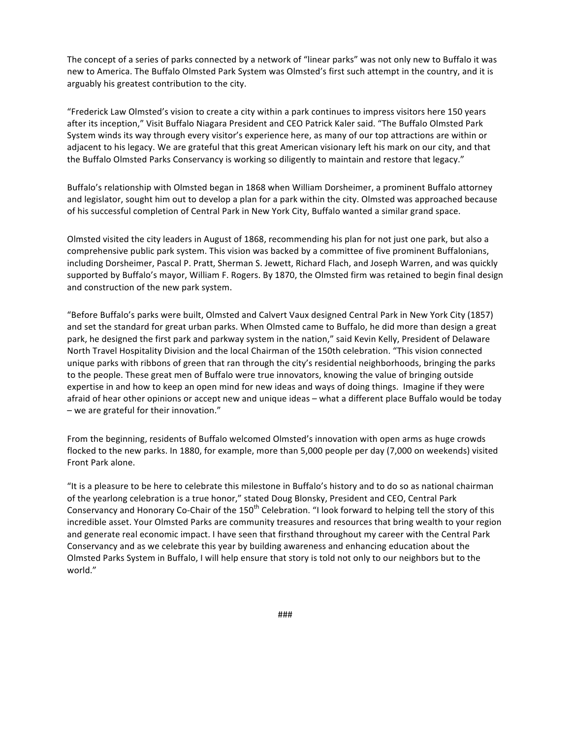The concept of a series of parks connected by a network of "linear parks" was not only new to Buffalo it was new to America. The Buffalo Olmsted Park System was Olmsted's first such attempt in the country, and it is arguably his greatest contribution to the city.

"Frederick Law Olmsted's vision to create a city within a park continues to impress visitors here 150 years after its inception," Visit Buffalo Niagara President and CEO Patrick Kaler said. "The Buffalo Olmsted Park System winds its way through every visitor's experience here, as many of our top attractions are within or adjacent to his legacy. We are grateful that this great American visionary left his mark on our city, and that the Buffalo Olmsted Parks Conservancy is working so diligently to maintain and restore that legacy."

Buffalo's relationship with Olmsted began in 1868 when William Dorsheimer, a prominent Buffalo attorney and legislator, sought him out to develop a plan for a park within the city. Olmsted was approached because of his successful completion of Central Park in New York City, Buffalo wanted a similar grand space.

Olmsted visited the city leaders in August of 1868, recommending his plan for not just one park, but also a comprehensive public park system. This vision was backed by a committee of five prominent Buffalonians, including Dorsheimer, Pascal P. Pratt, Sherman S. Jewett, Richard Flach, and Joseph Warren, and was quickly supported by Buffalo's mayor, William F. Rogers. By 1870, the Olmsted firm was retained to begin final design and construction of the new park system.

"Before Buffalo's parks were built, Olmsted and Calvert Vaux designed Central Park in New York City (1857) and set the standard for great urban parks. When Olmsted came to Buffalo, he did more than design a great park, he designed the first park and parkway system in the nation," said Kevin Kelly, President of Delaware North Travel Hospitality Division and the local Chairman of the 150th celebration. "This vision connected unique parks with ribbons of green that ran through the city's residential neighborhoods, bringing the parks to the people. These great men of Buffalo were true innovators, knowing the value of bringing outside expertise in and how to keep an open mind for new ideas and ways of doing things. Imagine if they were afraid of hear other opinions or accept new and unique ideas – what a different place Buffalo would be today – we are grateful for their innovation."

From the beginning, residents of Buffalo welcomed Olmsted's innovation with open arms as huge crowds flocked to the new parks. In 1880, for example, more than 5,000 people per day (7,000 on weekends) visited Front Park alone.

"It is a pleasure to be here to celebrate this milestone in Buffalo's history and to do so as national chairman of the yearlong celebration is a true honor," stated Doug Blonsky, President and CEO, Central Park Conservancy and Honorary Co-Chair of the 150th Celebration. "I look forward to helping tell the story of this incredible asset. Your Olmsted Parks are community treasures and resources that bring wealth to your region and generate real economic impact. I have seen that firsthand throughout my career with the Central Park Conservancy and as we celebrate this year by building awareness and enhancing education about the Olmsted Parks System in Buffalo, I will help ensure that story is told not only to our neighbors but to the world."

###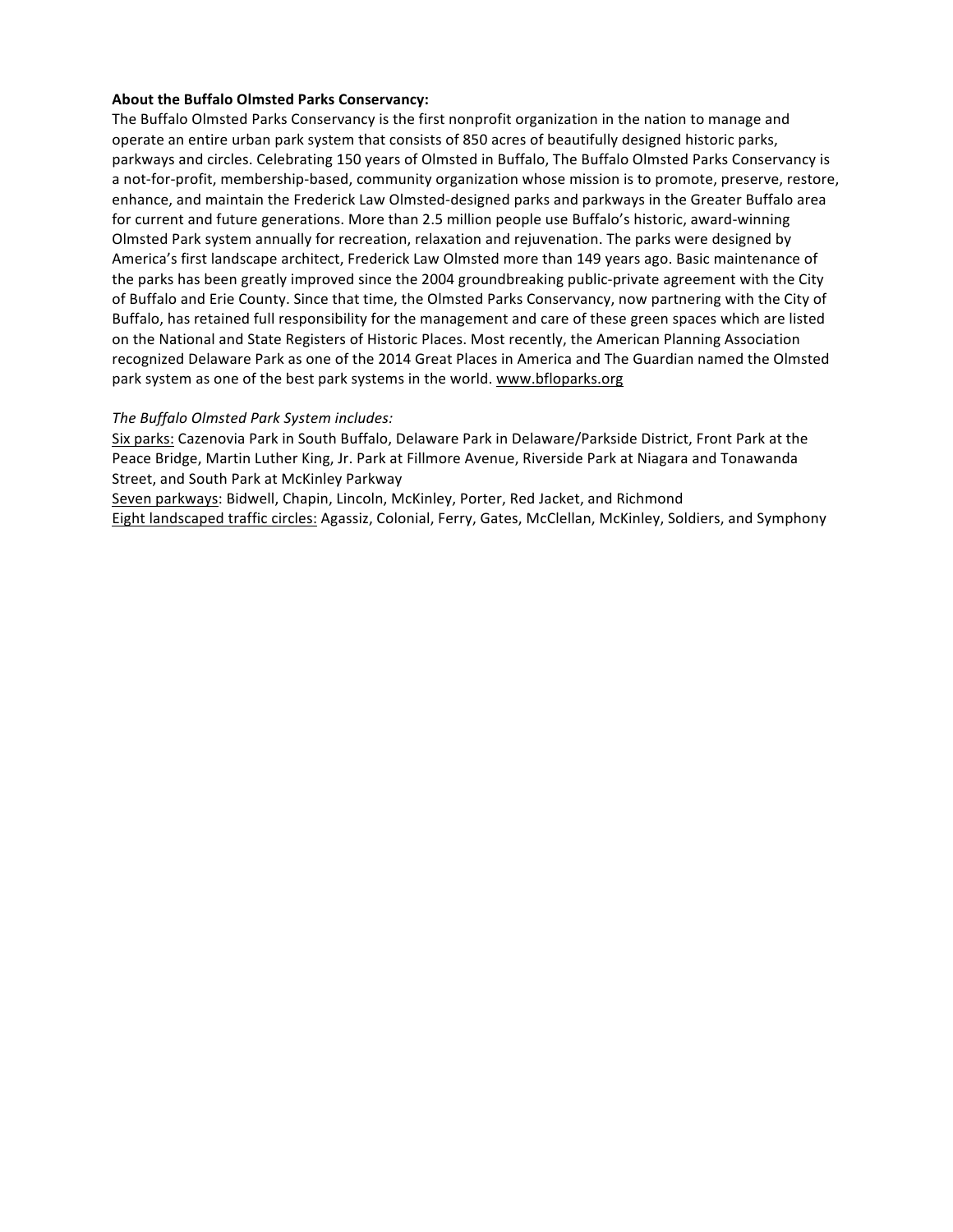**About the Buffalo Olmsted Parks Conservancy:**

The Buffalo Olmsted Parks Conservancy is the first nonprofit organization in the nation to manage and operate an entire urban park system that consists of 850 acres of beautifully designed historic parks, parkways and circles. Celebrating 150 years of Olmsted in Buffalo, The Buffalo Olmsted Parks Conservancy is a not-for-profit, membership-based, community organization whose mission is to promote, preserve, restore, enhance, and maintain the Frederick Law Olmsted-designed parks and parkways in the Greater Buffalo area for current and future generations. More than 2.5 million people use Buffalo's historic, award-winning Olmsted Park system annually for recreation, relaxation and rejuvenation. The parks were designed by America's first landscape architect, Frederick Law Olmsted more than 149 years ago. Basic maintenance of the parks has been greatly improved since the 2004 groundbreaking public-private agreement with the City of Buffalo and Erie County. Since that time, the Olmsted Parks Conservancy, now partnering with the City of Buffalo, has retained full responsibility for the management and care of these green spaces which are listed on the National and State Registers of Historic Places. Most recently, the American Planning Association recognized Delaware Park as one of the 2014 Great Places in America and The Guardian named the Olmsted park system as one of the best park systems in the world. www.bfloparks.org

*The Buffalo Olmsted Park System includes:*

Six parks: Cazenovia Park in South Buffalo, Delaware Park in Delaware/Parkside District, Front Park at the Peace Bridge, Martin Luther King, Jr. Park at Fillmore Avenue, Riverside Park at Niagara and Tonawanda Street, and South Park at McKinley Parkway

Seven parkways: Bidwell, Chapin, Lincoln, McKinley, Porter, Red Jacket, and Richmond

Eight landscaped traffic circles: Agassiz, Colonial, Ferry, Gates, McClellan, McKinley, Soldiers, and Symphony